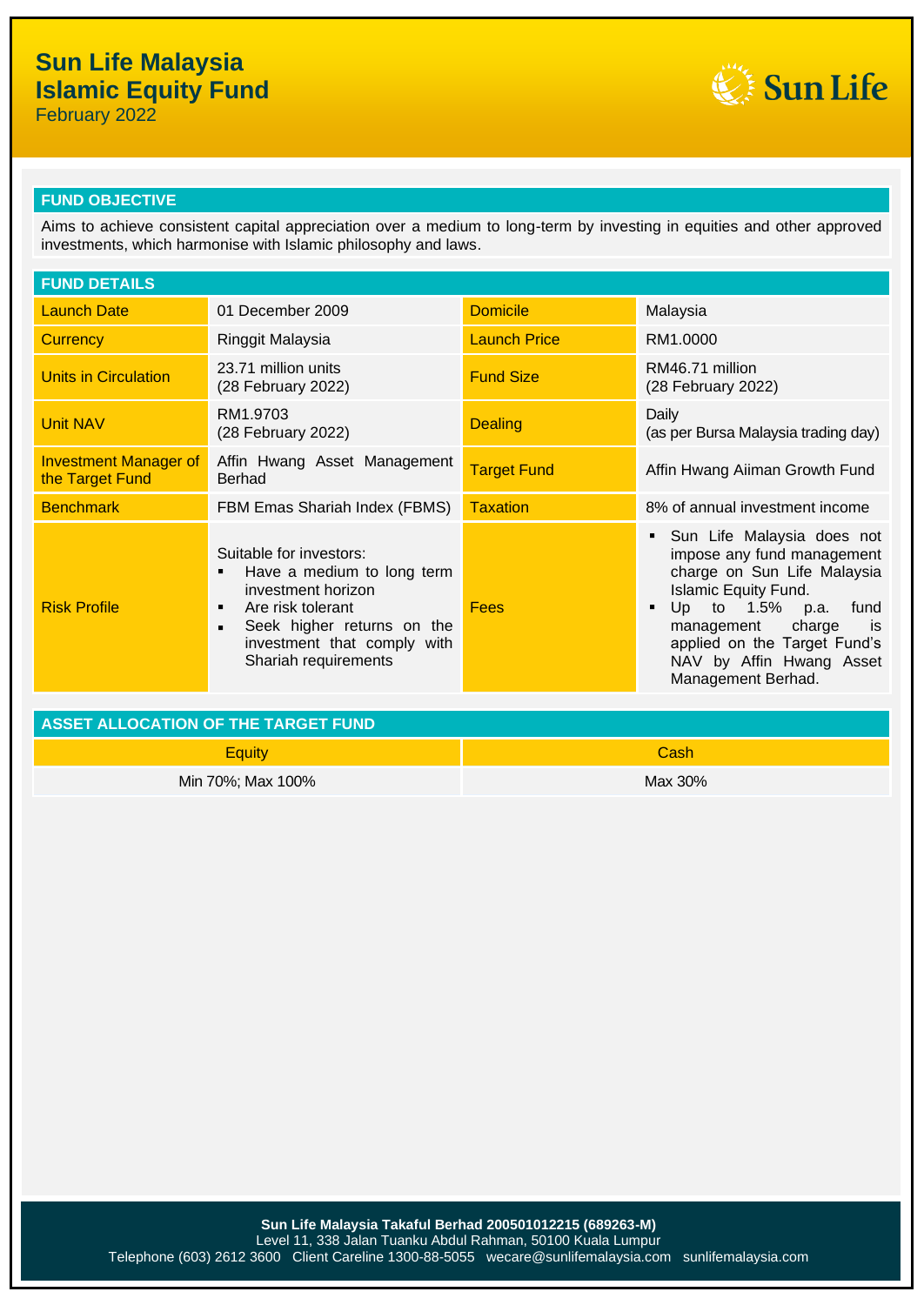# Sun Life Malaysia Islamic Equity Fund

February 2022

## FUND OBJECTIVE

Aims to achieve consistent capital appreciation over a medium to long-term by investing in equities and other approved investments, which harmonise with Islamic philosophy and laws.

## FUND DETAILS

| | | | |
|---|---|---|---|
| Launch Date | 01 December 2009 | Domicile | Malaysia |
| Currency | Ringgit Malaysia | Launch Price | RM1.0000 |
| Units in Circulation | 23.71 million units (28 February 2022) | Fund Size | RM46.71 million (28 February 2022) |
| Unit NAV | RM1.9703 (28 February 2022) | Dealing | Daily (as per Bursa Malaysia trading day) |
| Investment Manager of the Target Fund | Affin Hwang Asset Management Berhad | Target Fund | Affin Hwang Aiiman Growth Fund |
| Benchmark | FBM Emas Shariah Index (FBMS) | Taxation | 8% of annual investment income |
| Risk Profile | Suitable for investors: <br>▪ Have a medium to long term investment horizon <br>▪ Are risk tolerant <br>▪ Seek higher returns on the investment that comply with Shariah requirements | Fees | ▪ Sun Life Malaysia does not impose any fund management charge on Sun Life Malaysia Islamic Equity Fund. <br>▪ Up to 1.5% p.a. fund management charge is applied on the Target Fund's NAV by Affin Hwang Asset Management Berhad. |

## ASSET ALLOCATION OF THE TARGET FUND

| Equity | Cash |
|---|---|
| Min 70%; Max 100% | Max 30% |

**Sun Life Malaysia Takaful Berhad 200501012215 (689263-M)**
Level 11, 338 Jalan Tuanku Abdul Rahman, 50100 Kuala Lumpur
Telephone (603) 2612 3600 Client Careline 1300-88-5055 wecare@sunlifemalaysia.com sunlifemalaysia.com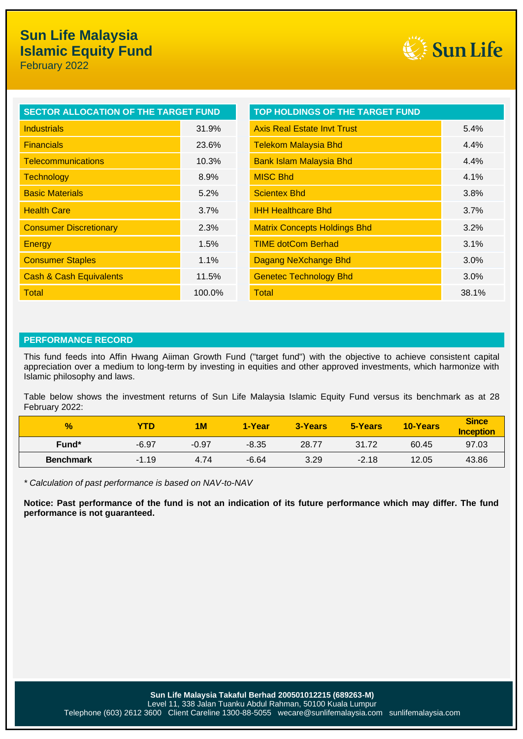# Sun Life Malaysia Islamic Equity Fund

February 2022

| SECTOR ALLOCATION OF THE TARGET FUND | |
|---|---|
| Industrials | 31.9% |
| Financials | 23.6% |
| Telecommunications | 10.3% |
| Technology | 8.9% |
| Basic Materials | 5.2% |
| Health Care | 3.7% |
| Consumer Discretionary | 2.3% |
| Energy | 1.5% |
| Consumer Staples | 1.1% |
| Cash & Cash Equivalents | 11.5% |
| Total | 100.0% |

| TOP HOLDINGS OF THE TARGET FUND | |
|---|---|
| Axis Real Estate Invt Trust | 5.4% |
| Telekom Malaysia Bhd | 4.4% |
| Bank Islam Malaysia Bhd | 4.4% |
| MISC Bhd | 4.1% |
| Scientex Bhd | 3.8% |
| IHH Healthcare Bhd | 3.7% |
| Matrix Concepts Holdings Bhd | 3.2% |
| TIME dotCom Berhad | 3.1% |
| Dagang NeXchange Bhd | 3.0% |
| Genetec Technology Bhd | 3.0% |
| Total | 38.1% |

## PERFORMANCE RECORD

This fund feeds into Affin Hwang Aiiman Growth Fund ("target fund") with the objective to achieve consistent capital appreciation over a medium to long-term by investing in equities and other approved investments, which harmonize with Islamic philosophy and laws.

Table below shows the investment returns of Sun Life Malaysia Islamic Equity Fund versus its benchmark as at 28 February 2022:

| % | YTD | 1M | 1-Year | 3-Years | 5-Years | 10-Years | Since Inception |
|---|---|---|---|---|---|---|---|
| Fund* | -6.97 | -0.97 | -8.35 | 28.77 | 31.72 | 60.45 | 97.03 |
| Benchmark | -1.19 | 4.74 | -6.64 | 3.29 | -2.18 | 12.05 | 43.86 |

*\* Calculation of past performance is based on NAV-to-NAV*

**Notice: Past performance of the fund is not an indication of its future performance which may differ. The fund performance is not guaranteed.**

**Sun Life Malaysia Takaful Berhad 200501012215 (689263-M)**
Level 11, 338 Jalan Tuanku Abdul Rahman, 50100 Kuala Lumpur
Telephone (603) 2612 3600 Client Careline 1300-88-5055 wecare@sunlifemalaysia.com sunlifemalaysia.com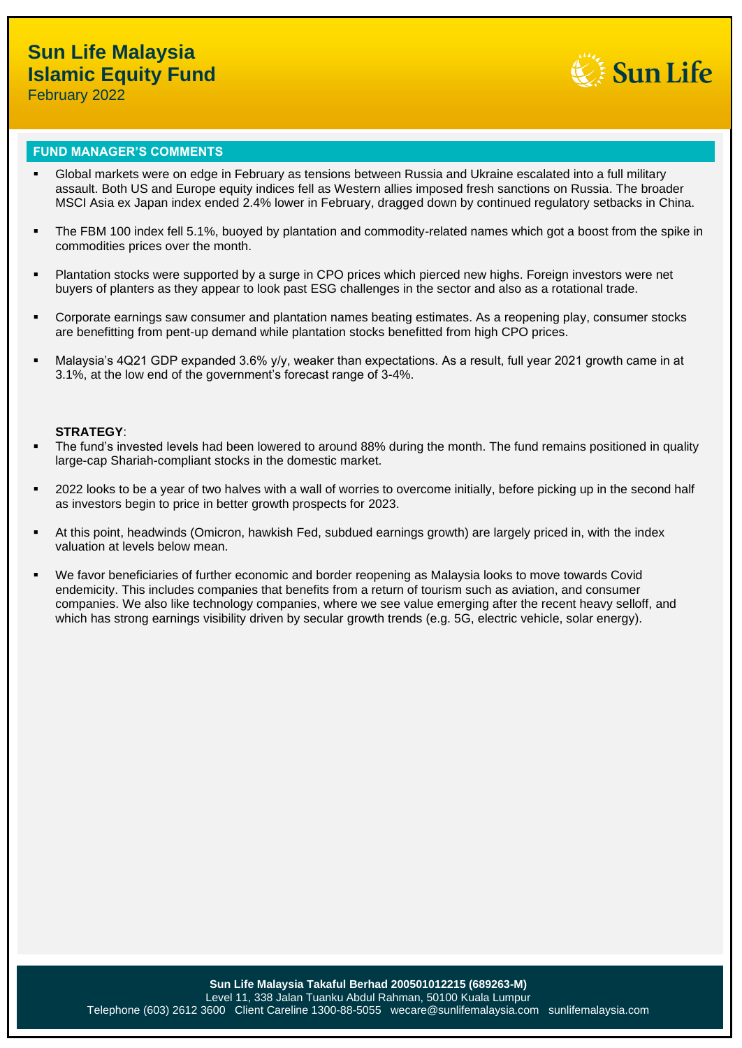# Sun Life Malaysia Islamic Equity Fund

February 2022

## FUND MANAGER'S COMMENTS

- Global markets were on edge in February as tensions between Russia and Ukraine escalated into a full military assault. Both US and Europe equity indices fell as Western allies imposed fresh sanctions on Russia. The broader MSCI Asia ex Japan index ended 2.4% lower in February, dragged down by continued regulatory setbacks in China.
- The FBM 100 index fell 5.1%, buoyed by plantation and commodity-related names which got a boost from the spike in commodities prices over the month.
- Plantation stocks were supported by a surge in CPO prices which pierced new highs. Foreign investors were net buyers of planters as they appear to look past ESG challenges in the sector and also as a rotational trade.
- Corporate earnings saw consumer and plantation names beating estimates. As a reopening play, consumer stocks are benefitting from pent-up demand while plantation stocks benefitted from high CPO prices.
- Malaysia's 4Q21 GDP expanded 3.6% y/y, weaker than expectations. As a result, full year 2021 growth came in at 3.1%, at the low end of the government's forecast range of 3-4%.

**STRATEGY**:

- The fund's invested levels had been lowered to around 88% during the month. The fund remains positioned in quality large-cap Shariah-compliant stocks in the domestic market.
- 2022 looks to be a year of two halves with a wall of worries to overcome initially, before picking up in the second half as investors begin to price in better growth prospects for 2023.
- At this point, headwinds (Omicron, hawkish Fed, subdued earnings growth) are largely priced in, with the index valuation at levels below mean.
- We favor beneficiaries of further economic and border reopening as Malaysia looks to move towards Covid endemicity. This includes companies that benefits from a return of tourism such as aviation, and consumer companies. We also like technology companies, where we see value emerging after the recent heavy selloff, and which has strong earnings visibility driven by secular growth trends (e.g. 5G, electric vehicle, solar energy).

**Sun Life Malaysia Takaful Berhad 200501012215 (689263-M)**
Level 11, 338 Jalan Tuanku Abdul Rahman, 50100 Kuala Lumpur
Telephone (603) 2612 3600 Client Careline 1300-88-5055 wecare@sunlifemalaysia.com sunlifemalaysia.com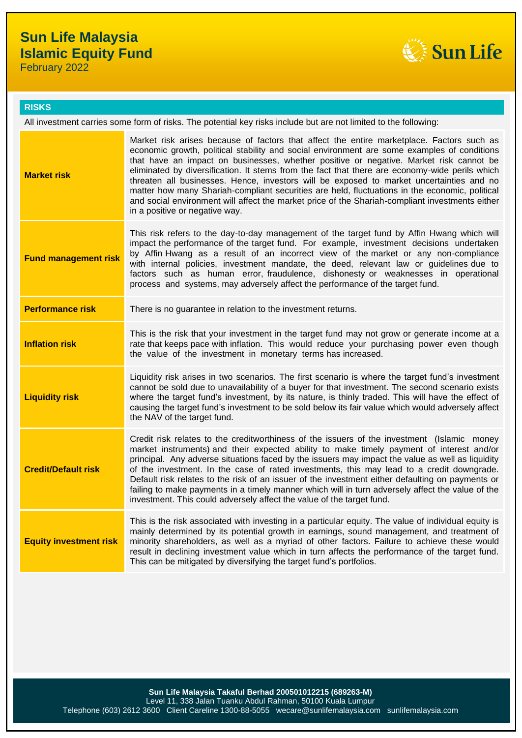# Sun Life Malaysia Islamic Equity Fund

February 2022

## RISKS

All investment carries some form of risks. The potential key risks include but are not limited to the following:

| | |
|---|---|
| **Market risk** | Market risk arises because of factors that affect the entire marketplace. Factors such as economic growth, political stability and social environment are some examples of conditions that have an impact on businesses, whether positive or negative. Market risk cannot be eliminated by diversification. It stems from the fact that there are economy-wide perils which threaten all businesses. Hence, investors will be exposed to market uncertainties and no matter how many Shariah-compliant securities are held, fluctuations in the economic, political and social environment will affect the market price of the Shariah-compliant investments either in a positive or negative way. |
| **Fund management risk** | This risk refers to the day-to-day management of the target fund by Affin Hwang which will impact the performance of the target fund. For example, investment decisions undertaken by Affin Hwang as a result of an incorrect view of the market or any non-compliance with internal policies, investment mandate, the deed, relevant law or guidelines due to factors such as human error, fraudulence, dishonesty or weaknesses in operational process and systems, may adversely affect the performance of the target fund. |
| **Performance risk** | There is no guarantee in relation to the investment returns. |
| **Inflation risk** | This is the risk that your investment in the target fund may not grow or generate income at a rate that keeps pace with inflation. This would reduce your purchasing power even though the value of the investment in monetary terms has increased. |
| **Liquidity risk** | Liquidity risk arises in two scenarios. The first scenario is where the target fund's investment cannot be sold due to unavailability of a buyer for that investment. The second scenario exists where the target fund's investment, by its nature, is thinly traded. This will have the effect of causing the target fund's investment to be sold below its fair value which would adversely affect the NAV of the target fund. |
| **Credit/Default risk** | Credit risk relates to the creditworthiness of the issuers of the investment (Islamic money market instruments) and their expected ability to make timely payment of interest and/or principal. Any adverse situations faced by the issuers may impact the value as well as liquidity of the investment. In the case of rated investments, this may lead to a credit downgrade. Default risk relates to the risk of an issuer of the investment either defaulting on payments or failing to make payments in a timely manner which will in turn adversely affect the value of the investment. This could adversely affect the value of the target fund. |
| **Equity investment risk** | This is the risk associated with investing in a particular equity. The value of individual equity is mainly determined by its potential growth in earnings, sound management, and treatment of minority shareholders, as well as a myriad of other factors. Failure to achieve these would result in declining investment value which in turn affects the performance of the target fund. This can be mitigated by diversifying the target fund's portfolios. |

**Sun Life Malaysia Takaful Berhad 200501012215 (689263-M)**
Level 11, 338 Jalan Tuanku Abdul Rahman, 50100 Kuala Lumpur
Telephone (603) 2612 3600 Client Careline 1300-88-5055 wecare@sunlifemalaysia.com sunlifemalaysia.com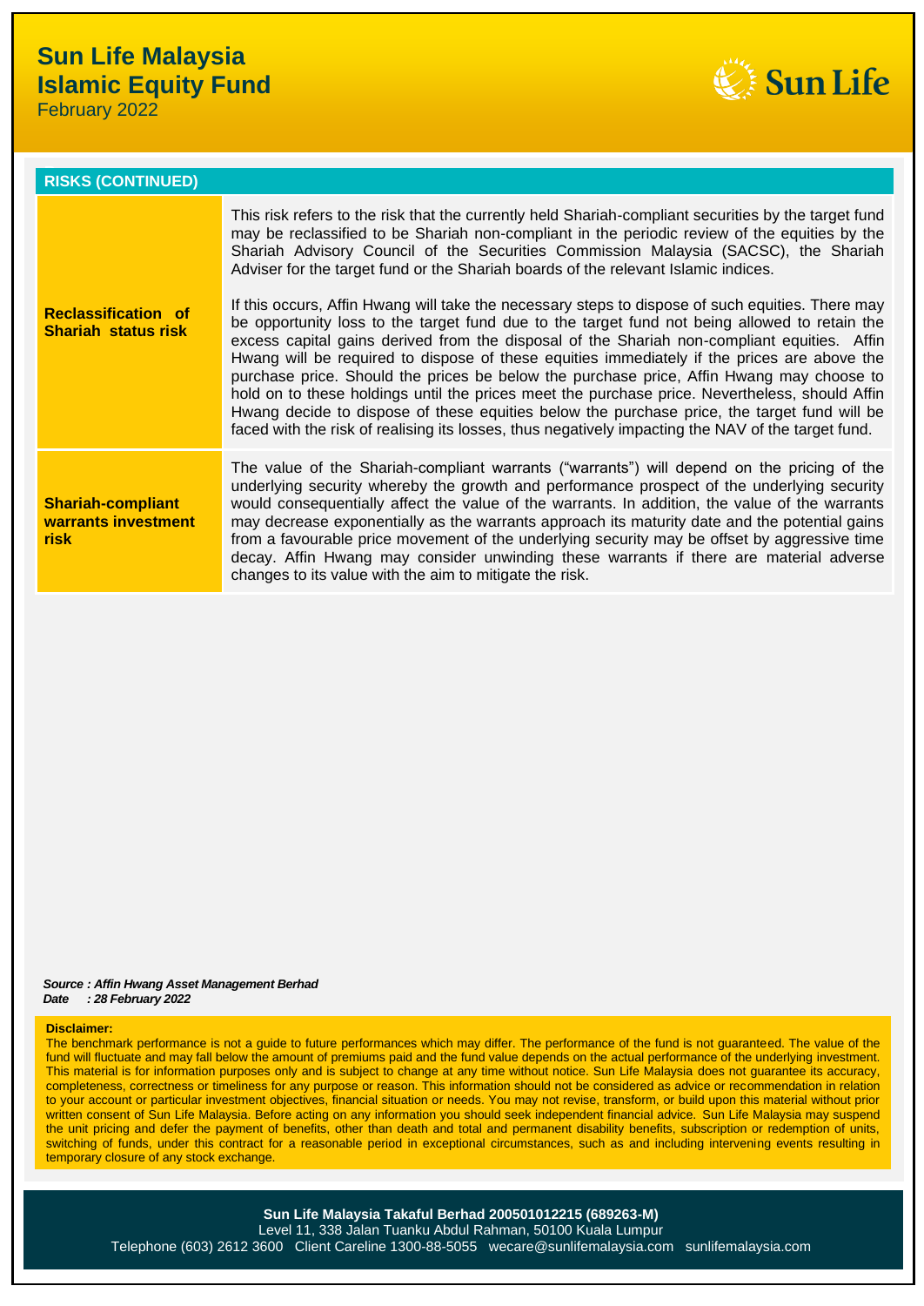# Sun Life Malaysia Islamic Equity Fund

February 2022

## RISKS (CONTINUED)

| | |
|---|---|
| **Reclassification of Shariah status risk** | This risk refers to the risk that the currently held Shariah-compliant securities by the target fund may be reclassified to be Shariah non-compliant in the periodic review of the equities by the Shariah Advisory Council of the Securities Commission Malaysia (SACSC), the Shariah Adviser for the target fund or the Shariah boards of the relevant Islamic indices.<br><br>If this occurs, Affin Hwang will take the necessary steps to dispose of such equities. There may be opportunity loss to the target fund due to the target fund not being allowed to retain the excess capital gains derived from the disposal of the Shariah non-compliant equities. Affin Hwang will be required to dispose of these equities immediately if the prices are above the purchase price. Should the prices be below the purchase price, Affin Hwang may choose to hold on to these holdings until the prices meet the purchase price. Nevertheless, should Affin Hwang decide to dispose of these equities below the purchase price, the target fund will be faced with the risk of realising its losses, thus negatively impacting the NAV of the target fund. |
| **Shariah-compliant warrants investment risk** | The value of the Shariah-compliant warrants ("warrants") will depend on the pricing of the underlying security whereby the growth and performance prospect of the underlying security would consequentially affect the value of the warrants. In addition, the value of the warrants may decrease exponentially as the warrants approach its maturity date and the potential gains from a favourable price movement of the underlying security may be offset by aggressive time decay. Affin Hwang may consider unwinding these warrants if there are material adverse changes to its value with the aim to mitigate the risk. |

***Source : Affin Hwang Asset Management Berhad***
***Date : 28 February 2022***

**Disclaimer:**
The benchmark performance is not a guide to future performances which may differ. The performance of the fund is not guaranteed. The value of the fund will fluctuate and may fall below the amount of premiums paid and the fund value depends on the actual performance of the underlying investment. This material is for information purposes only and is subject to change at any time without notice. Sun Life Malaysia does not guarantee its accuracy, completeness, correctness or timeliness for any purpose or reason. This information should not be considered as advice or recommendation in relation to your account or particular investment objectives, financial situation or needs. You may not revise, transform, or build upon this material without prior written consent of Sun Life Malaysia. Before acting on any information you should seek independent financial advice. Sun Life Malaysia may suspend the unit pricing and defer the payment of benefits, other than death and total and permanent disability benefits, subscription or redemption of units, switching of funds, under this contract for a reasonable period in exceptional circumstances, such as and including intervening events resulting in temporary closure of any stock exchange.

**Sun Life Malaysia Takaful Berhad 200501012215 (689263-M)**
Level 11, 338 Jalan Tuanku Abdul Rahman, 50100 Kuala Lumpur
Telephone (603) 2612 3600 Client Careline 1300-88-5055 wecare@sunlifemalaysia.com sunlifemalaysia.com